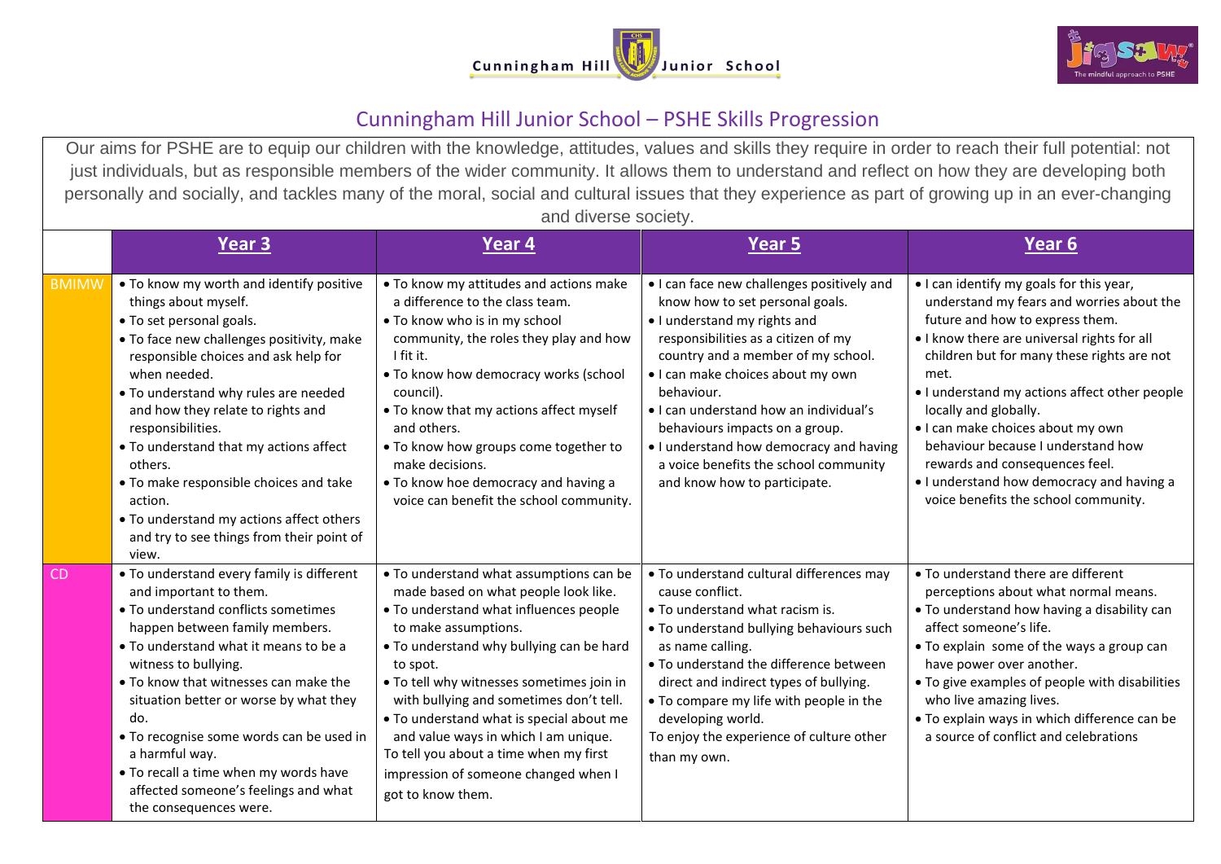Cunningham Hill Junior School

# Cunningham Hill Junior School – PSHE Skills Progression

Our aims for PSHE are to equip our children with the knowledge, attitudes, values and skills they require in order to reach their full potential: not just individuals, but as responsible members of the wider community. It allows them to understand and reflect on how they are developing both personally and socially, and tackles many of the moral, social and cultural issues that they experience as part of growing up in an ever-changing and diverse society.

| | **Year 3** | **Year 4** | **Year 5** | **Year 6** |
|---|---|---|---|---|
| BMIMW | • To know my worth and identify positive things about myself.<br>• To set personal goals.<br>• To face new challenges positivity, make responsible choices and ask help for when needed.<br>• To understand why rules are needed and how they relate to rights and responsibilities.<br>• To understand that my actions affect others.<br>• To make responsible choices and take action.<br>• To understand my actions affect others and try to see things from their point of view. | • To know my attitudes and actions make a difference to the class team.<br>• To know who is in my school community, the roles they play and how I fit it.<br>• To know how democracy works (school council).<br>• To know that my actions affect myself and others.<br>• To know how groups come together to make decisions.<br>• To know hoe democracy and having a voice can benefit the school community. | • I can face new challenges positively and know how to set personal goals.<br>• I understand my rights and responsibilities as a citizen of my country and a member of my school.<br>• I can make choices about my own behaviour.<br>• I can understand how an individual's behaviours impacts on a group.<br>• I understand how democracy and having a voice benefits the school community and know how to participate. | • I can identify my goals for this year, understand my fears and worries about the future and how to express them.<br>• I know there are universal rights for all children but for many these rights are not met.<br>• I understand my actions affect other people locally and globally.<br>• I can make choices about my own behaviour because I understand how rewards and consequences feel.<br>• I understand how democracy and having a voice benefits the school community. |
| CD | • To understand every family is different and important to them.<br>• To understand conflicts sometimes happen between family members.<br>• To understand what it means to be a witness to bullying.<br>• To know that witnesses can make the situation better or worse by what they do.<br>• To recognise some words can be used in a harmful way.<br>• To recall a time when my words have affected someone's feelings and what the consequences were. | • To understand what assumptions can be made based on what people look like.<br>• To understand what influences people to make assumptions.<br>• To understand why bullying can be hard to spot.<br>• To tell why witnesses sometimes join in with bullying and sometimes don't tell.<br>• To understand what is special about me and value ways in which I am unique.<br>To tell you about a time when my first impression of someone changed when I got to know them. | • To understand cultural differences may cause conflict.<br>• To understand what racism is.<br>• To understand bullying behaviours such as name calling.<br>• To understand the difference between direct and indirect types of bullying.<br>• To compare my life with people in the developing world.<br>To enjoy the experience of culture other than my own. | • To understand there are different perceptions about what normal means.<br>• To understand how having a disability can affect someone's life.<br>• To explain some of the ways a group can have power over another.<br>• To give examples of people with disabilities who live amazing lives.<br>• To explain ways in which difference can be a source of conflict and celebrations |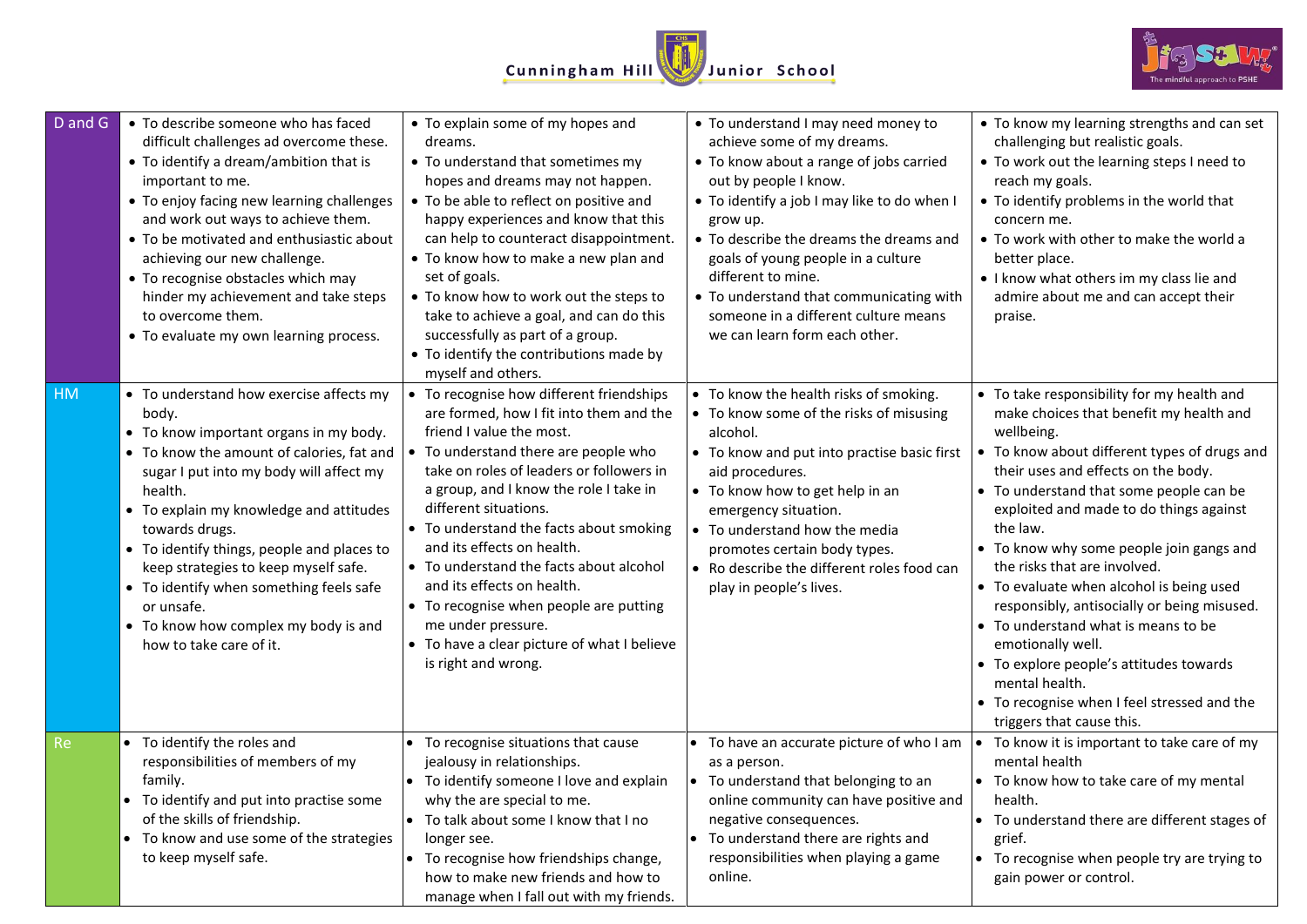Cunningham Hill Junior School

| | | | | |
|---|---|---|---|---|
| D and G | • To describe someone who has faced difficult challenges ad overcome these.<br>• To identify a dream/ambition that is important to me.<br>• To enjoy facing new learning challenges and work out ways to achieve them.<br>• To be motivated and enthusiastic about achieving our new challenge.<br>• To recognise obstacles which may hinder my achievement and take steps to overcome them.<br>• To evaluate my own learning process. | • To explain some of my hopes and dreams.<br>• To understand that sometimes my hopes and dreams may not happen.<br>• To be able to reflect on positive and happy experiences and know that this can help to counteract disappointment.<br>• To know how to make a new plan and set of goals.<br>• To know how to work out the steps to take to achieve a goal, and can do this successfully as part of a group.<br>• To identify the contributions made by myself and others. | • To understand I may need money to achieve some of my dreams.<br>• To know about a range of jobs carried out by people I know.<br>• To identify a job I may like to do when I grow up.<br>• To describe the dreams the dreams and goals of young people in a culture different to mine.<br>• To understand that communicating with someone in a different culture means we can learn form each other. | • To know my learning strengths and can set challenging but realistic goals.<br>• To work out the learning steps I need to reach my goals.<br>• To identify problems in the world that concern me.<br>• To work with other to make the world a better place.<br>• I know what others im my class lie and admire about me and can accept their praise. |
| HM | • To understand how exercise affects my body.<br>• To know important organs in my body.<br>• To know the amount of calories, fat and sugar I put into my body will affect my health.<br>• To explain my knowledge and attitudes towards drugs.<br>• To identify things, people and places to keep strategies to keep myself safe.<br>• To identify when something feels safe or unsafe.<br>• To know how complex my body is and how to take care of it. | • To recognise how different friendships are formed, how I fit into them and the friend I value the most.<br>• To understand there are people who take on roles of leaders or followers in a group, and I know the role I take in different situations.<br>• To understand the facts about smoking and its effects on health.<br>• To understand the facts about alcohol and its effects on health.<br>• To recognise when people are putting me under pressure.<br>• To have a clear picture of what I believe is right and wrong. | • To know the health risks of smoking.<br>• To know some of the risks of misusing alcohol.<br>• To know and put into practise basic first aid procedures.<br>• To know how to get help in an emergency situation.<br>• To understand how the media promotes certain body types.<br>• Ro describe the different roles food can play in people's lives. | • To take responsibility for my health and make choices that benefit my health and wellbeing.<br>• To know about different types of drugs and their uses and effects on the body.<br>• To understand that some people can be exploited and made to do things against the law.<br>• To know why some people join gangs and the risks that are involved.<br>• To evaluate when alcohol is being used responsibly, antisocially or being misused.<br>• To understand what is means to be emotionally well.<br>• To explore people's attitudes towards mental health.<br>• To recognise when I feel stressed and the triggers that cause this. |
| Re | • To identify the roles and responsibilities of members of my family.<br>• To identify and put into practise some of the skills of friendship.<br>• To know and use some of the strategies to keep myself safe. | • To recognise situations that cause jealousy in relationships.<br>• To identify someone I love and explain why the are special to me.<br>• To talk about some I know that I no longer see.<br>• To recognise how friendships change, how to make new friends and how to manage when I fall out with my friends. | • To have an accurate picture of who I am as a person.<br>• To understand that belonging to an online community can have positive and negative consequences.<br>• To understand there are rights and responsibilities when playing a game online. | • To know it is important to take care of my mental health<br>• To know how to take care of my mental health.<br>• To understand there are different stages of grief.<br>• To recognise when people try are trying to gain power or control. |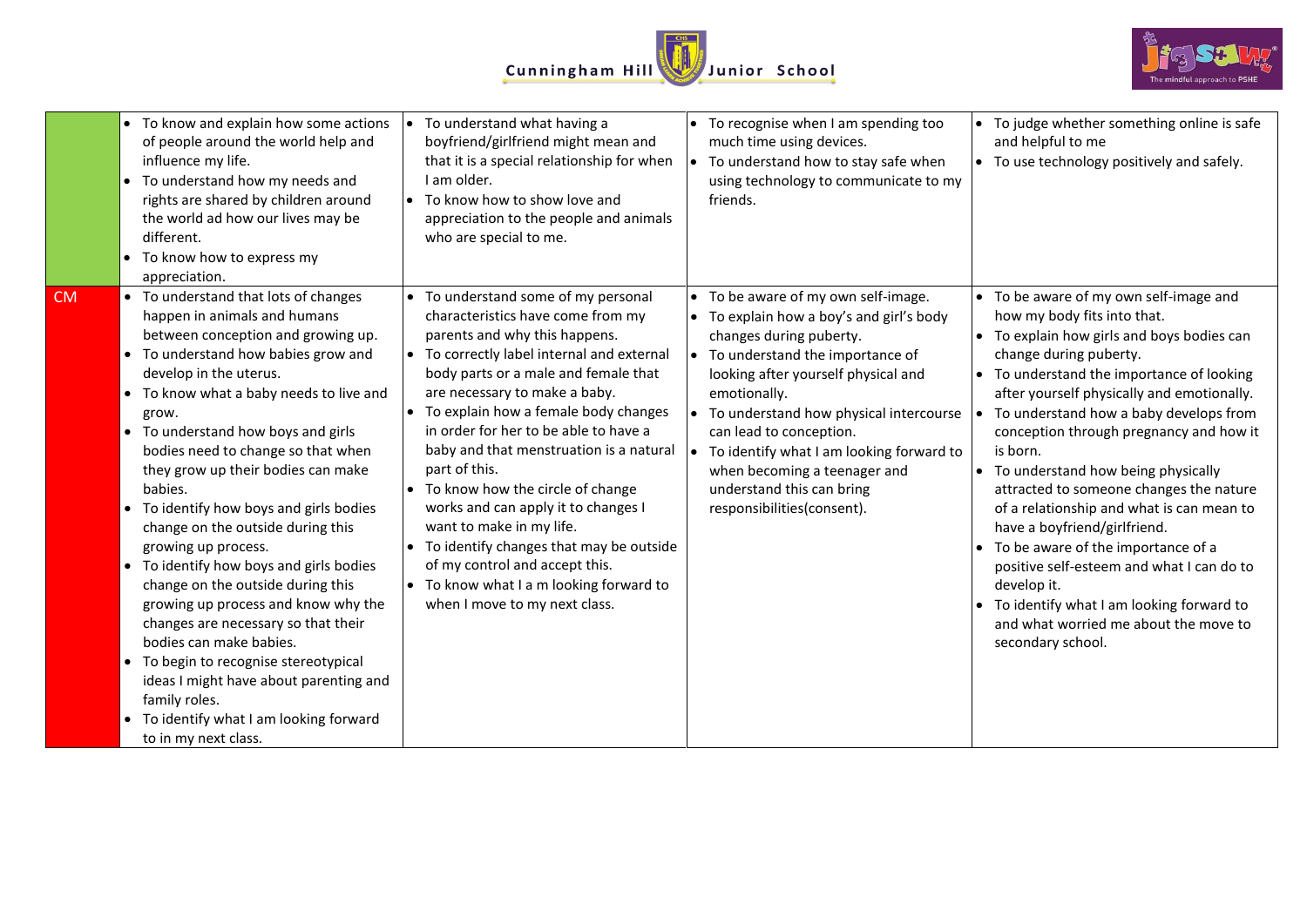| | | | | |
|---|---|---|---|---|
| | • To know and explain how some actions of people around the world help and influence my life.<br>• To understand how my needs and rights are shared by children around the world ad how our lives may be different.<br>• To know how to express my appreciation. | • To understand what having a boyfriend/girlfriend might mean and that it is a special relationship for when I am older.<br>• To know how to show love and appreciation to the people and animals who are special to me. | • To recognise when I am spending too much time using devices.<br>• To understand how to stay safe when using technology to communicate to my friends. | • To judge whether something online is safe and helpful to me<br>• To use technology positively and safely. |
| CM | • To understand that lots of changes happen in animals and humans between conception and growing up.<br>• To understand how babies grow and develop in the uterus.<br>• To know what a baby needs to live and grow.<br>• To understand how boys and girls bodies need to change so that when they grow up their bodies can make babies.<br>• To identify how boys and girls bodies change on the outside during this growing up process.<br>• To identify how boys and girls bodies change on the outside during this growing up process and know why the changes are necessary so that their bodies can make babies.<br>• To begin to recognise stereotypical ideas I might have about parenting and family roles.<br>• To identify what I am looking forward to in my next class. | • To understand some of my personal characteristics have come from my parents and why this happens.<br>• To correctly label internal and external body parts or a male and female that are necessary to make a baby.<br>• To explain how a female body changes in order for her to be able to have a baby and that menstruation is a natural part of this.<br>• To know how the circle of change works and can apply it to changes I want to make in my life.<br>• To identify changes that may be outside of my control and accept this.<br>• To know what I a m looking forward to when I move to my next class. | • To be aware of my own self-image.<br>• To explain how a boy's and girl's body changes during puberty.<br>• To understand the importance of looking after yourself physical and emotionally.<br>• To understand how physical intercourse can lead to conception.<br>• To identify what I am looking forward to when becoming a teenager and understand this can bring responsibilities(consent). | • To be aware of my own self-image and how my body fits into that.<br>• To explain how girls and boys bodies can change during puberty.<br>• To understand the importance of looking after yourself physically and emotionally.<br>• To understand how a baby develops from conception through pregnancy and how it is born.<br>• To understand how being physically attracted to someone changes the nature of a relationship and what is can mean to have a boyfriend/girlfriend.<br>• To be aware of the importance of a positive self-esteem and what I can do to develop it.<br>• To identify what I am looking forward to and what worried me about the move to secondary school. |